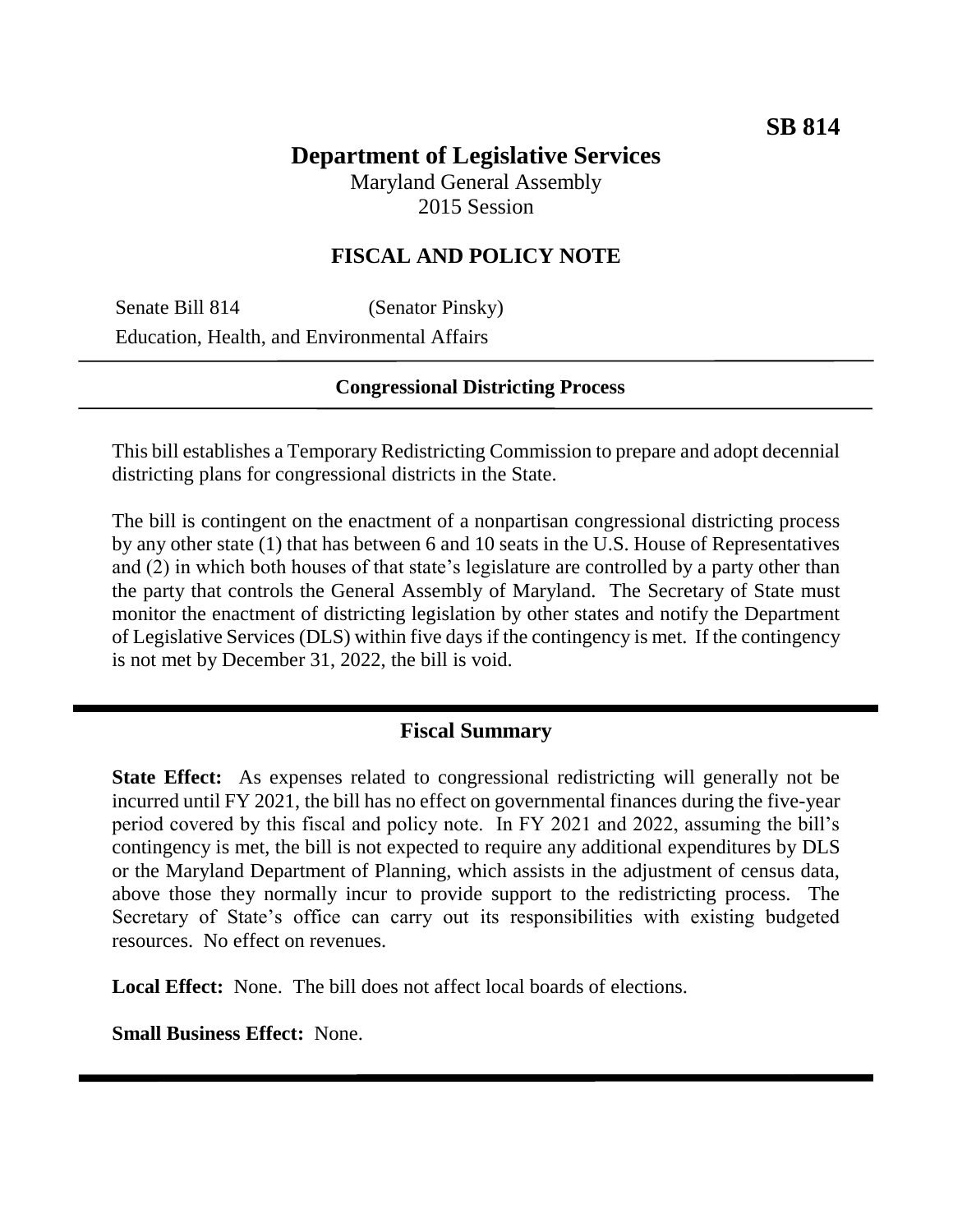**SB 814**

# Department of Legislative Services

Maryland General Assembly
2015 Session

## FISCAL AND POLICY NOTE

Senate Bill 814 (Senator Pinsky)
Education, Health, and Environmental Affairs

**Congressional Districting Process**

This bill establishes a Temporary Redistricting Commission to prepare and adopt decennial districting plans for congressional districts in the State.

The bill is contingent on the enactment of a nonpartisan congressional districting process by any other state (1) that has between 6 and 10 seats in the U.S. House of Representatives and (2) in which both houses of that state's legislature are controlled by a party other than the party that controls the General Assembly of Maryland. The Secretary of State must monitor the enactment of districting legislation by other states and notify the Department of Legislative Services (DLS) within five days if the contingency is met. If the contingency is not met by December 31, 2022, the bill is void.

## Fiscal Summary

**State Effect:** As expenses related to congressional redistricting will generally not be incurred until FY 2021, the bill has no effect on governmental finances during the five-year period covered by this fiscal and policy note. In FY 2021 and 2022, assuming the bill's contingency is met, the bill is not expected to require any additional expenditures by DLS or the Maryland Department of Planning, which assists in the adjustment of census data, above those they normally incur to provide support to the redistricting process. The Secretary of State's office can carry out its responsibilities with existing budgeted resources. No effect on revenues.

**Local Effect:** None. The bill does not affect local boards of elections.

**Small Business Effect:** None.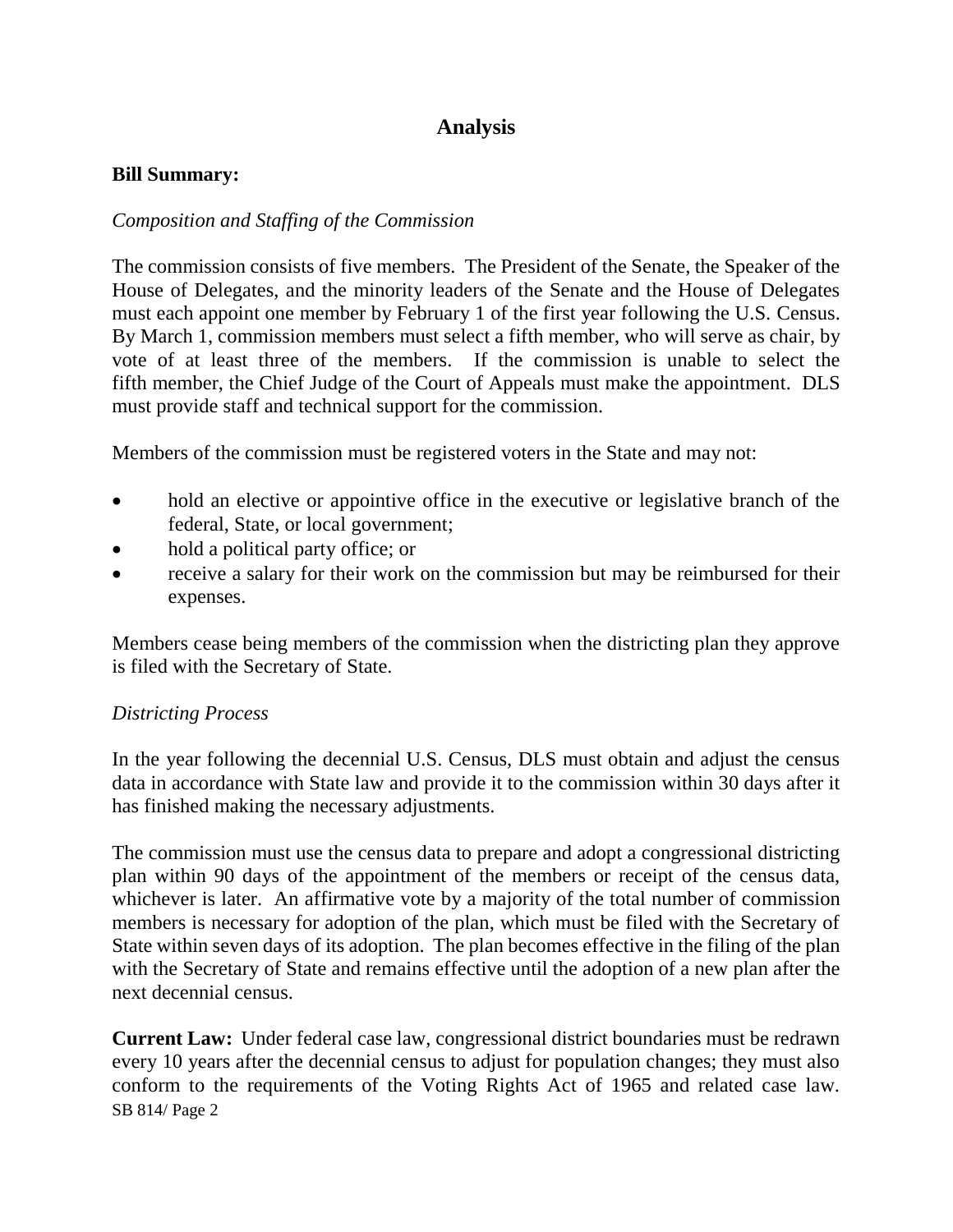## Analysis

**Bill Summary:**

*Composition and Staffing of the Commission*

The commission consists of five members. The President of the Senate, the Speaker of the House of Delegates, and the minority leaders of the Senate and the House of Delegates must each appoint one member by February 1 of the first year following the U.S. Census. By March 1, commission members must select a fifth member, who will serve as chair, by vote of at least three of the members. If the commission is unable to select the fifth member, the Chief Judge of the Court of Appeals must make the appointment. DLS must provide staff and technical support for the commission.

Members of the commission must be registered voters in the State and may not:

- hold an elective or appointive office in the executive or legislative branch of the federal, State, or local government;
- hold a political party office; or
- receive a salary for their work on the commission but may be reimbursed for their expenses.

Members cease being members of the commission when the districting plan they approve is filed with the Secretary of State.

*Districting Process*

In the year following the decennial U.S. Census, DLS must obtain and adjust the census data in accordance with State law and provide it to the commission within 30 days after it has finished making the necessary adjustments.

The commission must use the census data to prepare and adopt a congressional districting plan within 90 days of the appointment of the members or receipt of the census data, whichever is later. An affirmative vote by a majority of the total number of commission members is necessary for adoption of the plan, which must be filed with the Secretary of State within seven days of its adoption. The plan becomes effective in the filing of the plan with the Secretary of State and remains effective until the adoption of a new plan after the next decennial census.

**Current Law:** Under federal case law, congressional district boundaries must be redrawn every 10 years after the decennial census to adjust for population changes; they must also conform to the requirements of the Voting Rights Act of 1965 and related case law.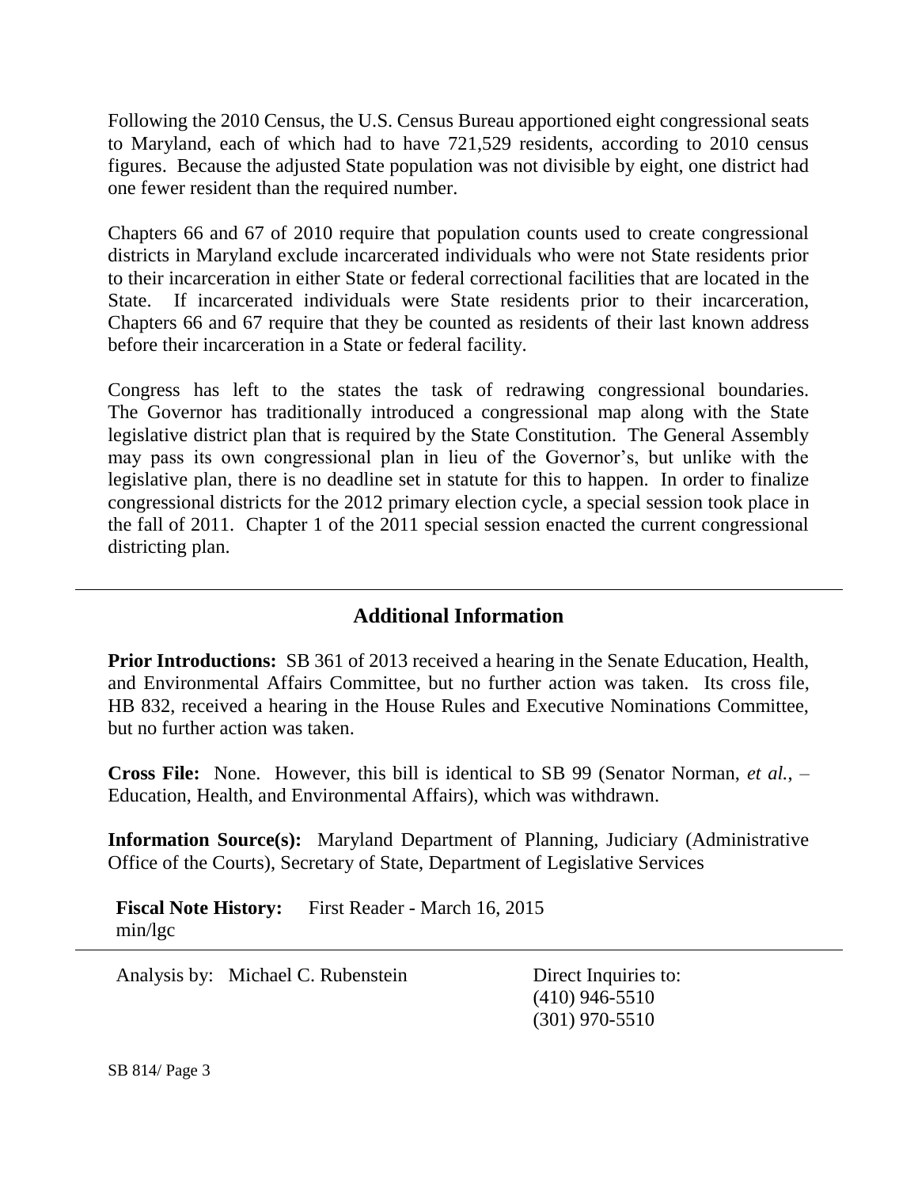Following the 2010 Census, the U.S. Census Bureau apportioned eight congressional seats to Maryland, each of which had to have 721,529 residents, according to 2010 census figures. Because the adjusted State population was not divisible by eight, one district had one fewer resident than the required number.

Chapters 66 and 67 of 2010 require that population counts used to create congressional districts in Maryland exclude incarcerated individuals who were not State residents prior to their incarceration in either State or federal correctional facilities that are located in the State. If incarcerated individuals were State residents prior to their incarceration, Chapters 66 and 67 require that they be counted as residents of their last known address before their incarceration in a State or federal facility.

Congress has left to the states the task of redrawing congressional boundaries. The Governor has traditionally introduced a congressional map along with the State legislative district plan that is required by the State Constitution. The General Assembly may pass its own congressional plan in lieu of the Governor's, but unlike with the legislative plan, there is no deadline set in statute for this to happen. In order to finalize congressional districts for the 2012 primary election cycle, a special session took place in the fall of 2011. Chapter 1 of the 2011 special session enacted the current congressional districting plan.

## Additional Information

**Prior Introductions:** SB 361 of 2013 received a hearing in the Senate Education, Health, and Environmental Affairs Committee, but no further action was taken. Its cross file, HB 832, received a hearing in the House Rules and Executive Nominations Committee, but no further action was taken.

**Cross File:** None. However, this bill is identical to SB 99 (Senator Norman, *et al.*, – Education, Health, and Environmental Affairs), which was withdrawn.

**Information Source(s):** Maryland Department of Planning, Judiciary (Administrative Office of the Courts), Secretary of State, Department of Legislative Services

**Fiscal Note History:** First Reader - March 16, 2015
min/lgc

Analysis by: Michael C. Rubenstein

Direct Inquiries to:
(410) 946-5510
(301) 970-5510